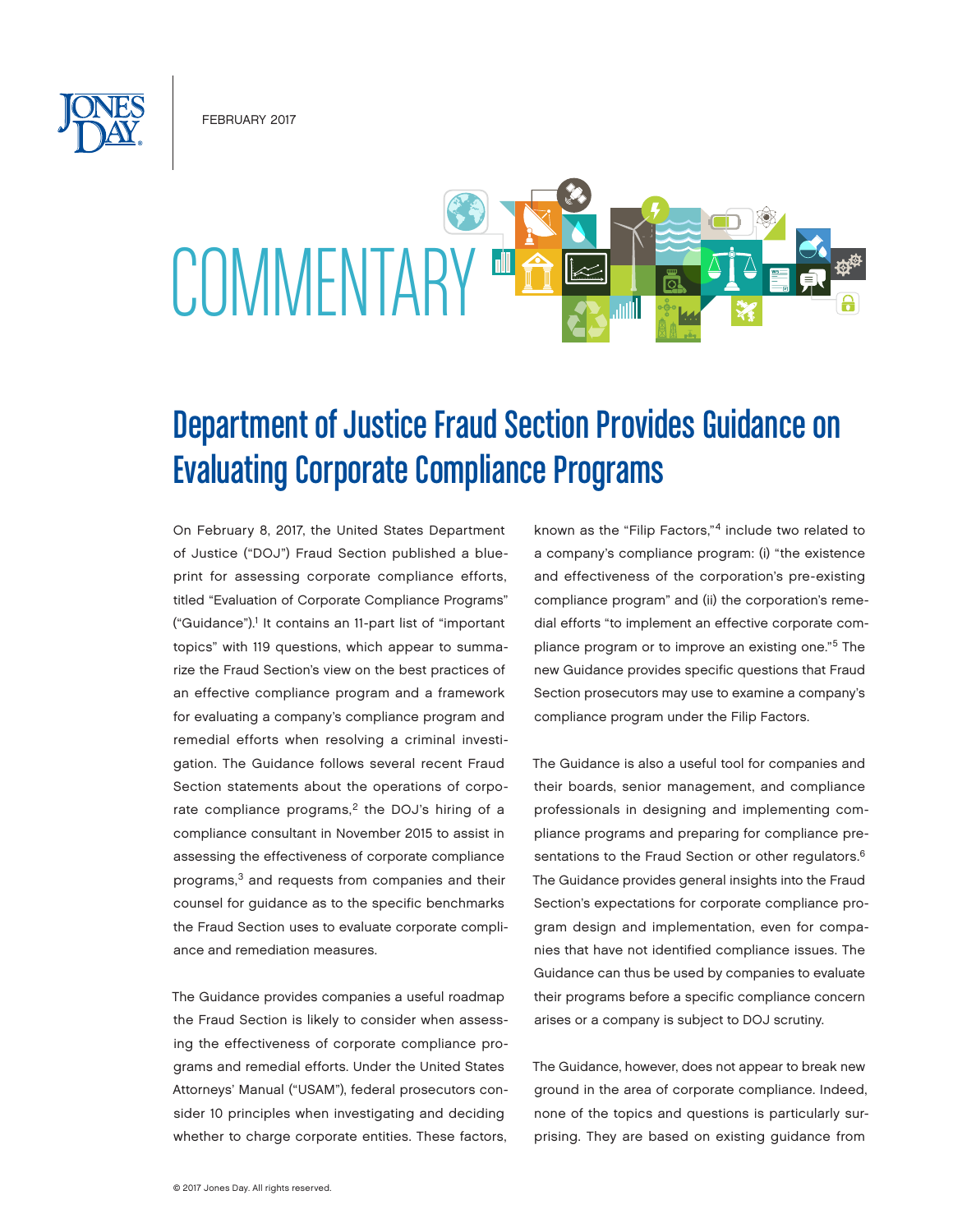FEBRUARY 2017

COMMENTARY

# Department of Justice Fraud Section Provides Guidance on Evaluating Corporate Compliance Programs

On February 8, 2017, the United States Department of Justice ("DOJ") Fraud Section published a blueprint for assessing corporate compliance efforts, titled "Evaluation of Corporate Compliance Programs" ("Guidance").[1] It contains an 11-part list of "important topics" with 119 questions, which appear to summarize the Fraud Section's view on the best practices of an effective compliance program and a framework for evaluating a company's compliance program and remedial efforts when resolving a criminal investigation. The Guidance follows several recent Fraud Section statements about the operations of corporate compliance programs,[2] the DOJ's hiring of a compliance consultant in November 2015 to assist in assessing the effectiveness of corporate compliance programs,[3] and requests from companies and their counsel for guidance as to the specific benchmarks the Fraud Section uses to evaluate corporate compliance and remediation measures.

The Guidance provides companies a useful roadmap the Fraud Section is likely to consider when assessing the effectiveness of corporate compliance programs and remedial efforts. Under the United States Attorneys' Manual ("USAM"), federal prosecutors consider 10 principles when investigating and deciding whether to charge corporate entities. These factors, known as the "Filip Factors,"[4] include two related to a company's compliance program: (i) "the existence and effectiveness of the corporation's pre-existing compliance program" and (ii) the corporation's remedial efforts "to implement an effective corporate compliance program or to improve an existing one."[5] The new Guidance provides specific questions that Fraud Section prosecutors may use to examine a company's compliance program under the Filip Factors.

The Guidance is also a useful tool for companies and their boards, senior management, and compliance professionals in designing and implementing compliance programs and preparing for compliance presentations to the Fraud Section or other regulators.[6] The Guidance provides general insights into the Fraud Section's expectations for corporate compliance program design and implementation, even for companies that have not identified compliance issues. The Guidance can thus be used by companies to evaluate their programs before a specific compliance concern arises or a company is subject to DOJ scrutiny.

The Guidance, however, does not appear to break new ground in the area of corporate compliance. Indeed, none of the topics and questions is particularly surprising. They are based on existing guidance from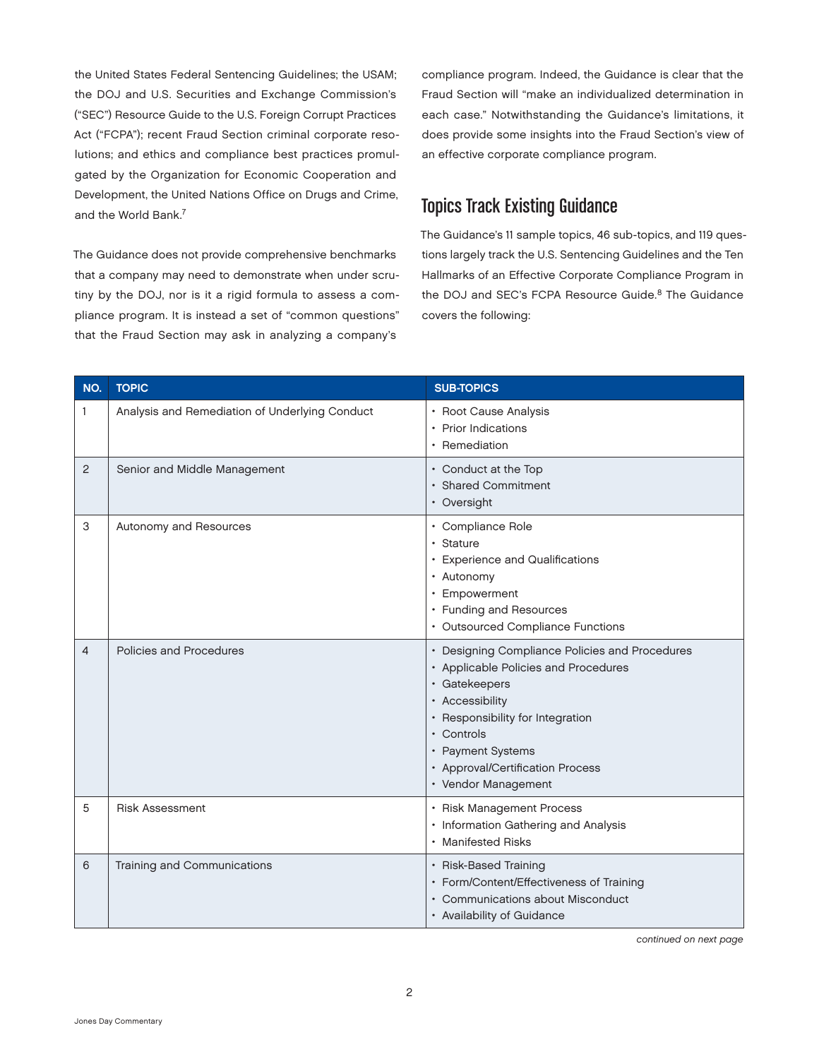the United States Federal Sentencing Guidelines; the USAM; the DOJ and U.S. Securities and Exchange Commission's ("SEC") Resource Guide to the U.S. Foreign Corrupt Practices Act ("FCPA"); recent Fraud Section criminal corporate resolutions; and ethics and compliance best practices promulgated by the Organization for Economic Cooperation and Development, the United Nations Office on Drugs and Crime, and the World Bank.[7]

The Guidance does not provide comprehensive benchmarks that a company may need to demonstrate when under scrutiny by the DOJ, nor is it a rigid formula to assess a compliance program. It is instead a set of "common questions" that the Fraud Section may ask in analyzing a company's compliance program. Indeed, the Guidance is clear that the Fraud Section will "make an individualized determination in each case." Notwithstanding the Guidance's limitations, it does provide some insights into the Fraud Section's view of an effective corporate compliance program.

## Topics Track Existing Guidance

The Guidance's 11 sample topics, 46 sub-topics, and 119 questions largely track the U.S. Sentencing Guidelines and the Ten Hallmarks of an Effective Corporate Compliance Program in the DOJ and SEC's FCPA Resource Guide.[8] The Guidance covers the following:

| NO. | TOPIC | SUB-TOPICS |
|---|---|---|
| 1 | Analysis and Remediation of Underlying Conduct | • Root Cause Analysis<br>• Prior Indications<br>• Remediation |
| 2 | Senior and Middle Management | • Conduct at the Top<br>• Shared Commitment<br>• Oversight |
| 3 | Autonomy and Resources | • Compliance Role<br>• Stature<br>• Experience and Qualifications<br>• Autonomy<br>• Empowerment<br>• Funding and Resources<br>• Outsourced Compliance Functions |
| 4 | Policies and Procedures | • Designing Compliance Policies and Procedures<br>• Applicable Policies and Procedures<br>• Gatekeepers<br>• Accessibility<br>• Responsibility for Integration<br>• Controls<br>• Payment Systems<br>• Approval/Certification Process<br>• Vendor Management |
| 5 | Risk Assessment | • Risk Management Process<br>• Information Gathering and Analysis<br>• Manifested Risks |
| 6 | Training and Communications | • Risk-Based Training<br>• Form/Content/Effectiveness of Training<br>• Communications about Misconduct<br>• Availability of Guidance |

*continued on next page*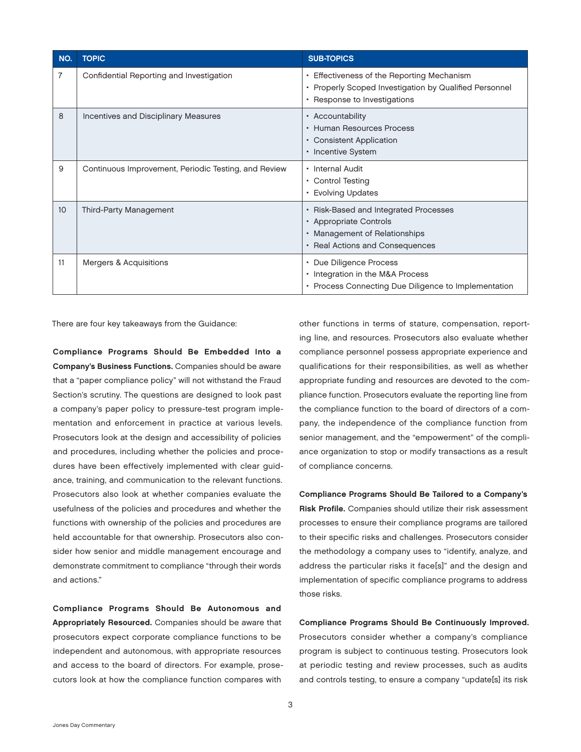| NO. | TOPIC | SUB-TOPICS |
|---|---|---|
| 7 | Confidential Reporting and Investigation | • Effectiveness of the Reporting Mechanism<br>• Properly Scoped Investigation by Qualified Personnel<br>• Response to Investigations |
| 8 | Incentives and Disciplinary Measures | • Accountability<br>• Human Resources Process<br>• Consistent Application<br>• Incentive System |
| 9 | Continuous Improvement, Periodic Testing, and Review | • Internal Audit<br>• Control Testing<br>• Evolving Updates |
| 10 | Third-Party Management | • Risk-Based and Integrated Processes<br>• Appropriate Controls<br>• Management of Relationships<br>• Real Actions and Consequences |
| 11 | Mergers & Acquisitions | • Due Diligence Process<br>• Integration in the M&A Process<br>• Process Connecting Due Diligence to Implementation |

There are four key takeaways from the Guidance:

**Compliance Programs Should Be Embedded Into a Company's Business Functions.** Companies should be aware that a "paper compliance policy" will not withstand the Fraud Section's scrutiny. The questions are designed to look past a company's paper policy to pressure-test program implementation and enforcement in practice at various levels. Prosecutors look at the design and accessibility of policies and procedures, including whether the policies and procedures have been effectively implemented with clear guidance, training, and communication to the relevant functions. Prosecutors also look at whether companies evaluate the usefulness of the policies and procedures and whether the functions with ownership of the policies and procedures are held accountable for that ownership. Prosecutors also consider how senior and middle management encourage and demonstrate commitment to compliance "through their words and actions."

**Compliance Programs Should Be Autonomous and Appropriately Resourced.** Companies should be aware that prosecutors expect corporate compliance functions to be independent and autonomous, with appropriate resources and access to the board of directors. For example, prosecutors look at how the compliance function compares with other functions in terms of stature, compensation, reporting line, and resources. Prosecutors also evaluate whether compliance personnel possess appropriate experience and qualifications for their responsibilities, as well as whether appropriate funding and resources are devoted to the compliance function. Prosecutors evaluate the reporting line from the compliance function to the board of directors of a company, the independence of the compliance function from senior management, and the "empowerment" of the compliance organization to stop or modify transactions as a result of compliance concerns.

**Compliance Programs Should Be Tailored to a Company's Risk Profile.** Companies should utilize their risk assessment processes to ensure their compliance programs are tailored to their specific risks and challenges. Prosecutors consider the methodology a company uses to "identify, analyze, and address the particular risks it face[s]" and the design and implementation of specific compliance programs to address those risks.

**Compliance Programs Should Be Continuously Improved.** Prosecutors consider whether a company's compliance program is subject to continuous testing. Prosecutors look at periodic testing and review processes, such as audits and controls testing, to ensure a company "update[s] its risk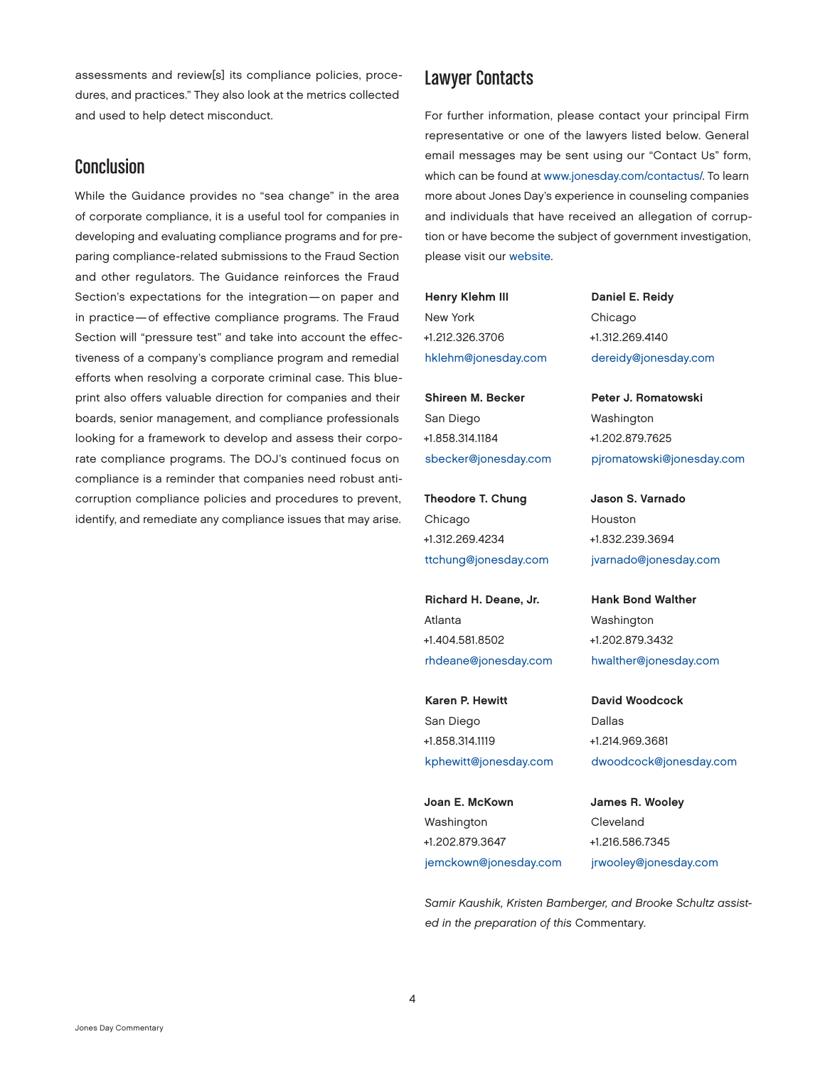assessments and review[s] its compliance policies, procedures, and practices." They also look at the metrics collected and used to help detect misconduct.

## Conclusion

While the Guidance provides no "sea change" in the area of corporate compliance, it is a useful tool for companies in developing and evaluating compliance programs and for preparing compliance-related submissions to the Fraud Section and other regulators. The Guidance reinforces the Fraud Section's expectations for the integration—on paper and in practice—of effective compliance programs. The Fraud Section will "pressure test" and take into account the effectiveness of a company's compliance program and remedial efforts when resolving a corporate criminal case. This blueprint also offers valuable direction for companies and their boards, senior management, and compliance professionals looking for a framework to develop and assess their corporate compliance programs. The DOJ's continued focus on compliance is a reminder that companies need robust anti-corruption compliance policies and procedures to prevent, identify, and remediate any compliance issues that may arise.

## Lawyer Contacts

For further information, please contact your principal Firm representative or one of the lawyers listed below. General email messages may be sent using our "Contact Us" form, which can be found at www.jonesday.com/contactus/. To learn more about Jones Day's experience in counseling companies and individuals that have received an allegation of corruption or have become the subject of government investigation, please visit our website.

**Henry Klehm III**
New York
+1.212.326.3706
hklehm@jonesday.com

**Shireen M. Becker**
San Diego
+1.858.314.1184
sbecker@jonesday.com

**Theodore T. Chung**
Chicago
+1.312.269.4234
ttchung@jonesday.com

**Richard H. Deane, Jr.**
Atlanta
+1.404.581.8502
rhdeane@jonesday.com

**Karen P. Hewitt**
San Diego
+1.858.314.1119
kphewitt@jonesday.com

**Joan E. McKown**
Washington
+1.202.879.3647
jemckown@jonesday.com

**Daniel E. Reidy**
Chicago
+1.312.269.4140
dereidy@jonesday.com

**Peter J. Romatowski**
Washington
+1.202.879.7625
pjromatowski@jonesday.com

**Jason S. Varnado**
Houston
+1.832.239.3694
jvarnado@jonesday.com

**Hank Bond Walther**
Washington
+1.202.879.3432
hwalther@jonesday.com

**David Woodcock**
Dallas
+1.214.969.3681
dwoodcock@jonesday.com

**James R. Wooley**
Cleveland
+1.216.586.7345
jrwooley@jonesday.com

*Samir Kaushik, Kristen Bamberger, and Brooke Schultz assisted in the preparation of this* Commentary.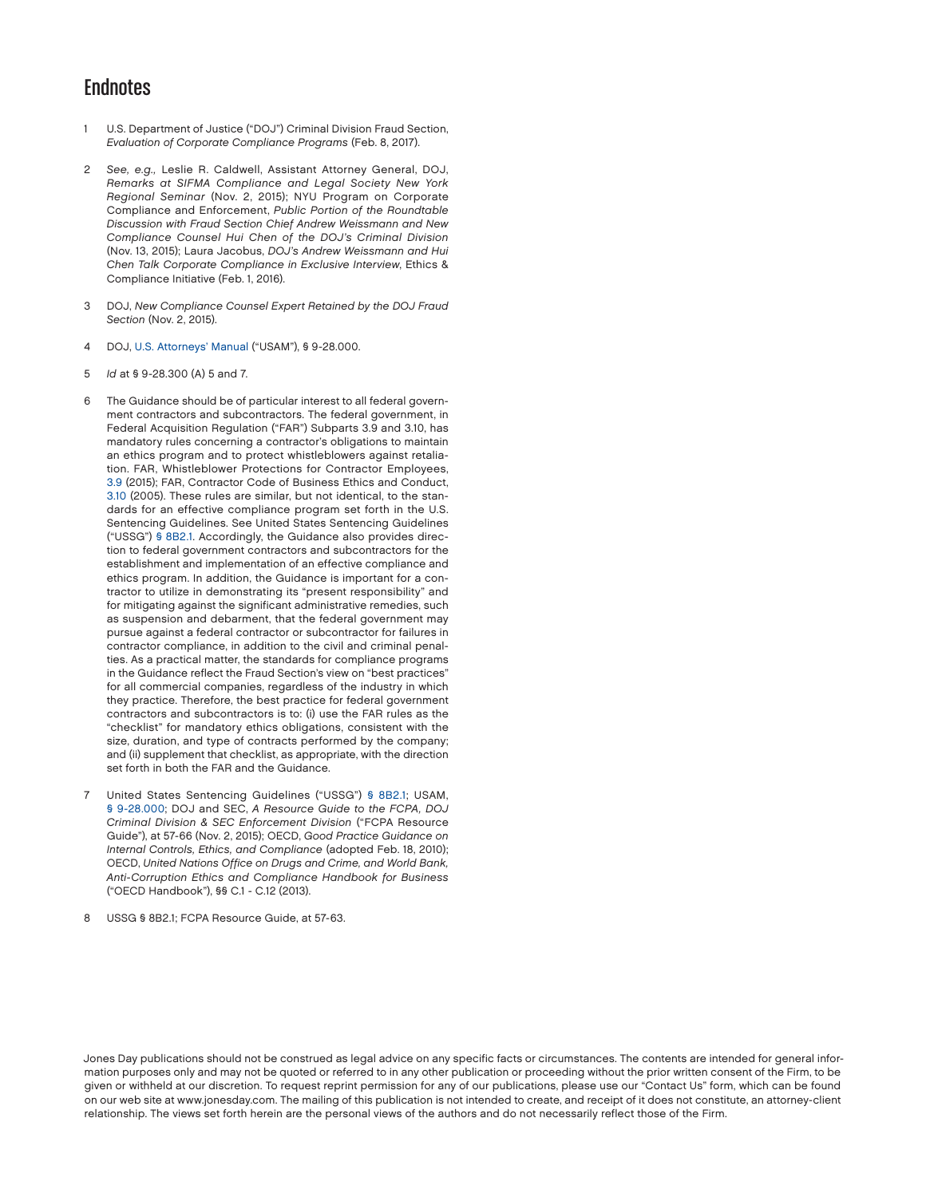## Endnotes

1. U.S. Department of Justice ("DOJ") Criminal Division Fraud Section, *Evaluation of Corporate Compliance Programs* (Feb. 8, 2017).

2. *See, e.g.,* Leslie R. Caldwell, Assistant Attorney General, DOJ, *Remarks at SIFMA Compliance and Legal Society New York Regional Seminar* (Nov. 2, 2015); NYU Program on Corporate Compliance and Enforcement, *Public Portion of the Roundtable Discussion with Fraud Section Chief Andrew Weissmann and New Compliance Counsel Hui Chen of the DOJ's Criminal Division* (Nov. 13, 2015); Laura Jacobus, *DOJ's Andrew Weissmann and Hui Chen Talk Corporate Compliance in Exclusive Interview*, Ethics & Compliance Initiative (Feb. 1, 2016).

3. DOJ, *New Compliance Counsel Expert Retained by the DOJ Fraud Section* (Nov. 2, 2015).

4. DOJ, U.S. Attorneys' Manual ("USAM"), § 9-28.000.

5. *Id* at § 9-28.300 (A) 5 and 7.

6. The Guidance should be of particular interest to all federal government contractors and subcontractors. The federal government, in Federal Acquisition Regulation ("FAR") Subparts 3.9 and 3.10, has mandatory rules concerning a contractor's obligations to maintain an ethics program and to protect whistleblowers against retaliation. FAR, Whistleblower Protections for Contractor Employees, 3.9 (2015); FAR, Contractor Code of Business Ethics and Conduct, 3.10 (2005). These rules are similar, but not identical, to the standards for an effective compliance program set forth in the U.S. Sentencing Guidelines. See United States Sentencing Guidelines ("USSG") § 8B2.1. Accordingly, the Guidance also provides direction to federal government contractors and subcontractors for the establishment and implementation of an effective compliance and ethics program. In addition, the Guidance is important for a contractor to utilize in demonstrating its "present responsibility" and for mitigating against the significant administrative remedies, such as suspension and debarment, that the federal government may pursue against a federal contractor or subcontractor for failures in contractor compliance, in addition to the civil and criminal penalties. As a practical matter, the standards for compliance programs in the Guidance reflect the Fraud Section's view on "best practices" for all commercial companies, regardless of the industry in which they practice. Therefore, the best practice for federal government contractors and subcontractors is to: (i) use the FAR rules as the "checklist" for mandatory ethics obligations, consistent with the size, duration, and type of contracts performed by the company; and (ii) supplement that checklist, as appropriate, with the direction set forth in both the FAR and the Guidance.

7. United States Sentencing Guidelines ("USSG") § 8B2.1; USAM, § 9-28.000; DOJ and SEC, *A Resource Guide to the FCPA, DOJ Criminal Division & SEC Enforcement Division* ("FCPA Resource Guide"), at 57-66 (Nov. 2, 2015); OECD, *Good Practice Guidance on Internal Controls, Ethics, and Compliance* (adopted Feb. 18, 2010); OECD, *United Nations Office on Drugs and Crime, and World Bank, Anti-Corruption Ethics and Compliance Handbook for Business* ("OECD Handbook"), §§ C.1 - C.12 (2013).

8. USSG § 8B2.1; FCPA Resource Guide, at 57-63.

Jones Day publications should not be construed as legal advice on any specific facts or circumstances. The contents are intended for general information purposes only and may not be quoted or referred to in any other publication or proceeding without the prior written consent of the Firm, to be given or withheld at our discretion. To request reprint permission for any of our publications, please use our "Contact Us" form, which can be found on our web site at www.jonesday.com. The mailing of this publication is not intended to create, and receipt of it does not constitute, an attorney-client relationship. The views set forth herein are the personal views of the authors and do not necessarily reflect those of the Firm.